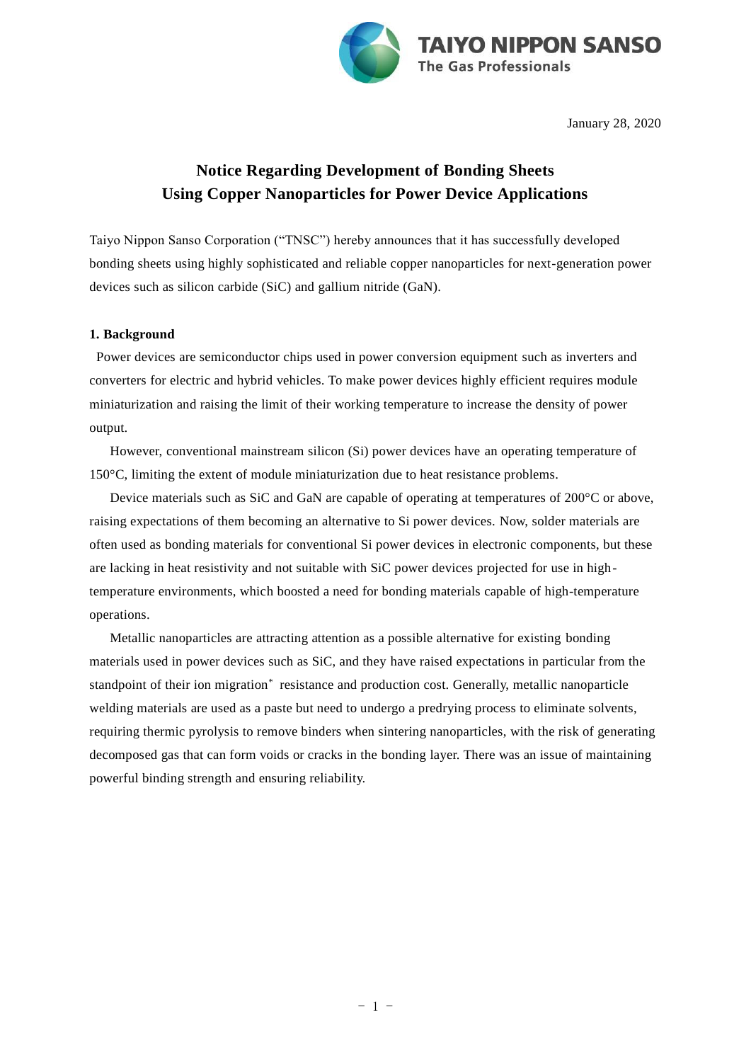TAIYO NIPPON SANSO
The Gas Professionals

January 28, 2020

# Notice Regarding Development of Bonding Sheets Using Copper Nanoparticles for Power Device Applications

Taiyo Nippon Sanso Corporation ("TNSC") hereby announces that it has successfully developed bonding sheets using highly sophisticated and reliable copper nanoparticles for next-generation power devices such as silicon carbide (SiC) and gallium nitride (GaN).

## 1. Background

Power devices are semiconductor chips used in power conversion equipment such as inverters and converters for electric and hybrid vehicles. To make power devices highly efficient requires module miniaturization and raising the limit of their working temperature to increase the density of power output.

However, conventional mainstream silicon (Si) power devices have an operating temperature of 150°C, limiting the extent of module miniaturization due to heat resistance problems.

Device materials such as SiC and GaN are capable of operating at temperatures of 200°C or above, raising expectations of them becoming an alternative to Si power devices. Now, solder materials are often used as bonding materials for conventional Si power devices in electronic components, but these are lacking in heat resistivity and not suitable with SiC power devices projected for use in high-temperature environments, which boosted a need for bonding materials capable of high-temperature operations.

Metallic nanoparticles are attracting attention as a possible alternative for existing bonding materials used in power devices such as SiC, and they have raised expectations in particular from the standpoint of their ion migration* resistance and production cost. Generally, metallic nanoparticle welding materials are used as a paste but need to undergo a predrying process to eliminate solvents, requiring thermic pyrolysis to remove binders when sintering nanoparticles, with the risk of generating decomposed gas that can form voids or cracks in the bonding layer. There was an issue of maintaining powerful binding strength and ensuring reliability.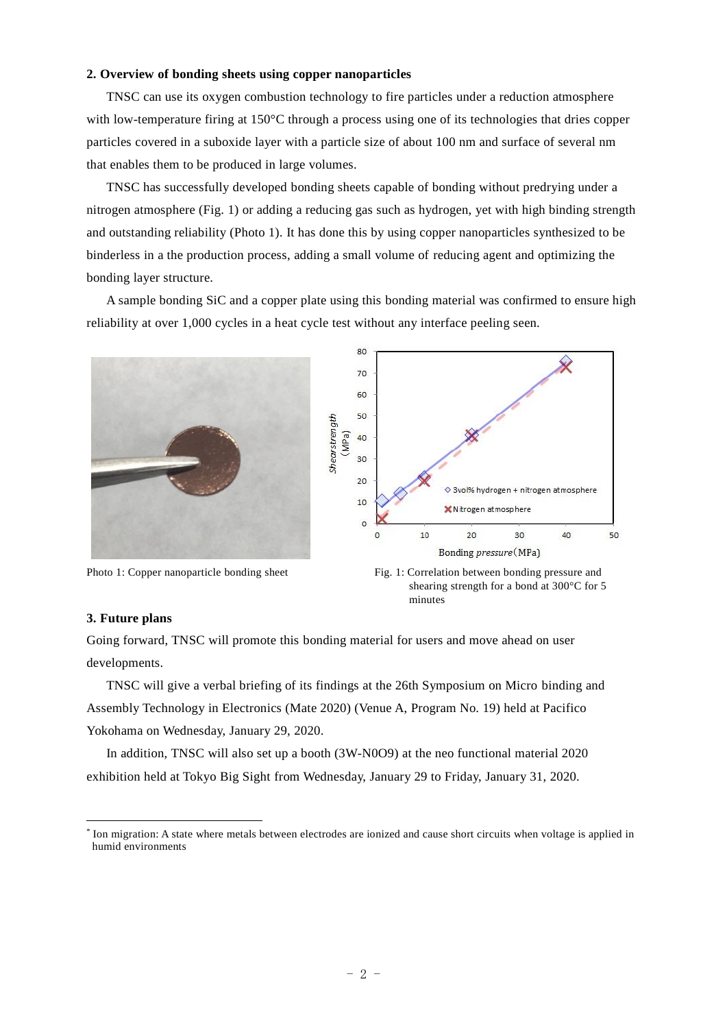## 2. Overview of bonding sheets using copper nanoparticles

TNSC can use its oxygen combustion technology to fire particles under a reduction atmosphere with low-temperature firing at 150°C through a process using one of its technologies that dries copper particles covered in a suboxide layer with a particle size of about 100 nm and surface of several nm that enables them to be produced in large volumes.

TNSC has successfully developed bonding sheets capable of bonding without predrying under a nitrogen atmosphere (Fig. 1) or adding a reducing gas such as hydrogen, yet with high binding strength and outstanding reliability (Photo 1). It has done this by using copper nanoparticles synthesized to be binderless in a the production process, adding a small volume of reducing agent and optimizing the bonding layer structure.

A sample bonding SiC and a copper plate using this bonding material was confirmed to ensure high reliability at over 1,000 cycles in a heat cycle test without any interface peeling seen.

Photo 1: Copper nanoparticle bonding sheet

Shearstrength (MPa)

0
10
20
30
40
50
60
70
80

Bonding *pressure*(MPa)

0
10
20
30
40
50

◇ 3vol% hydrogen + nitrogen atmosphere

✕ Nitrogen atmosphere

Fig. 1: Correlation between bonding pressure and shearing strength for a bond at 300°C for 5 minutes

## 3. Future plans

Going forward, TNSC will promote this bonding material for users and move ahead on user developments.

TNSC will give a verbal briefing of its findings at the 26th Symposium on Micro binding and Assembly Technology in Electronics (Mate 2020) (Venue A, Program No. 19) held at Pacifico Yokohama on Wednesday, January 29, 2020.

In addition, TNSC will also set up a booth (3W-N0O9) at the neo functional material 2020 exhibition held at Tokyo Big Sight from Wednesday, January 29 to Friday, January 31, 2020.

---

* Ion migration: A state where metals between electrodes are ionized and cause short circuits when voltage is applied in humid environments